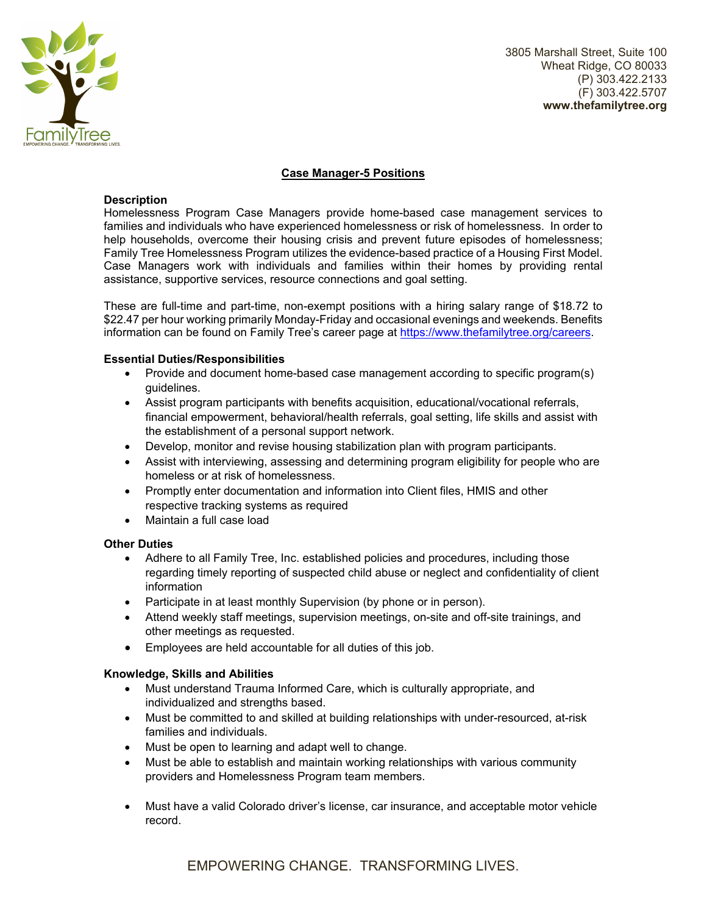3805 Marshall Street, Suite 100
Wheat Ridge, CO 80033
(P) 303.422.2133
(F) 303.422.5707
**www.thefamilytree.org**

## Case Manager-5 Positions

**Description**

Homelessness Program Case Managers provide home-based case management services to families and individuals who have experienced homelessness or risk of homelessness. In order to help households, overcome their housing crisis and prevent future episodes of homelessness; Family Tree Homelessness Program utilizes the evidence-based practice of a Housing First Model. Case Managers work with individuals and families within their homes by providing rental assistance, supportive services, resource connections and goal setting.

These are full-time and part-time, non-exempt positions with a hiring salary range of $18.72 to $22.47 per hour working primarily Monday-Friday and occasional evenings and weekends. Benefits information can be found on Family Tree's career page at https://www.thefamilytree.org/careers.

**Essential Duties/Responsibilities**

- Provide and document home-based case management according to specific program(s) guidelines.
- Assist program participants with benefits acquisition, educational/vocational referrals, financial empowerment, behavioral/health referrals, goal setting, life skills and assist with the establishment of a personal support network.
- Develop, monitor and revise housing stabilization plan with program participants.
- Assist with interviewing, assessing and determining program eligibility for people who are homeless or at risk of homelessness.
- Promptly enter documentation and information into Client files, HMIS and other respective tracking systems as required
- Maintain a full case load

**Other Duties**

- Adhere to all Family Tree, Inc. established policies and procedures, including those regarding timely reporting of suspected child abuse or neglect and confidentiality of client information
- Participate in at least monthly Supervision (by phone or in person).
- Attend weekly staff meetings, supervision meetings, on-site and off-site trainings, and other meetings as requested.
- Employees are held accountable for all duties of this job.

**Knowledge, Skills and Abilities**

- Must understand Trauma Informed Care, which is culturally appropriate, and individualized and strengths based.
- Must be committed to and skilled at building relationships with under-resourced, at-risk families and individuals.
- Must be open to learning and adapt well to change.
- Must be able to establish and maintain working relationships with various community providers and Homelessness Program team members.
- Must have a valid Colorado driver's license, car insurance, and acceptable motor vehicle record.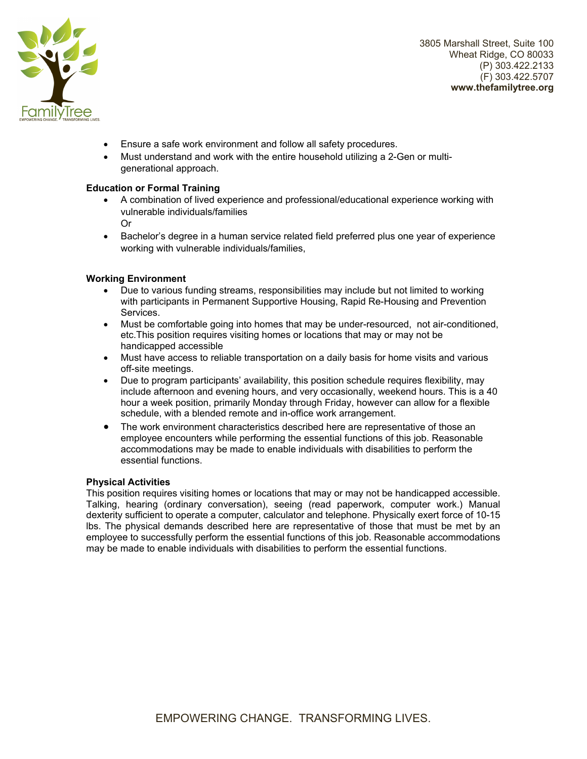- Ensure a safe work environment and follow all safety procedures.
- Must understand and work with the entire household utilizing a 2-Gen or multi-generational approach.

**Education or Formal Training**

- A combination of lived experience and professional/educational experience working with vulnerable individuals/families
  Or
- Bachelor's degree in a human service related field preferred plus one year of experience working with vulnerable individuals/families,

**Working Environment**

- Due to various funding streams, responsibilities may include but not limited to working with participants in Permanent Supportive Housing, Rapid Re-Housing and Prevention Services.
- Must be comfortable going into homes that may be under-resourced, not air-conditioned, etc.This position requires visiting homes or locations that may or may not be handicapped accessible
- Must have access to reliable transportation on a daily basis for home visits and various off-site meetings.
- Due to program participants' availability, this position schedule requires flexibility, may include afternoon and evening hours, and very occasionally, weekend hours. This is a 40 hour a week position, primarily Monday through Friday, however can allow for a flexible schedule, with a blended remote and in-office work arrangement.
- The work environment characteristics described here are representative of those an employee encounters while performing the essential functions of this job. Reasonable accommodations may be made to enable individuals with disabilities to perform the essential functions.

**Physical Activities**

This position requires visiting homes or locations that may or may not be handicapped accessible. Talking, hearing (ordinary conversation), seeing (read paperwork, computer work.) Manual dexterity sufficient to operate a computer, calculator and telephone. Physically exert force of 10-15 lbs. The physical demands described here are representative of those that must be met by an employee to successfully perform the essential functions of this job. Reasonable accommodations may be made to enable individuals with disabilities to perform the essential functions.